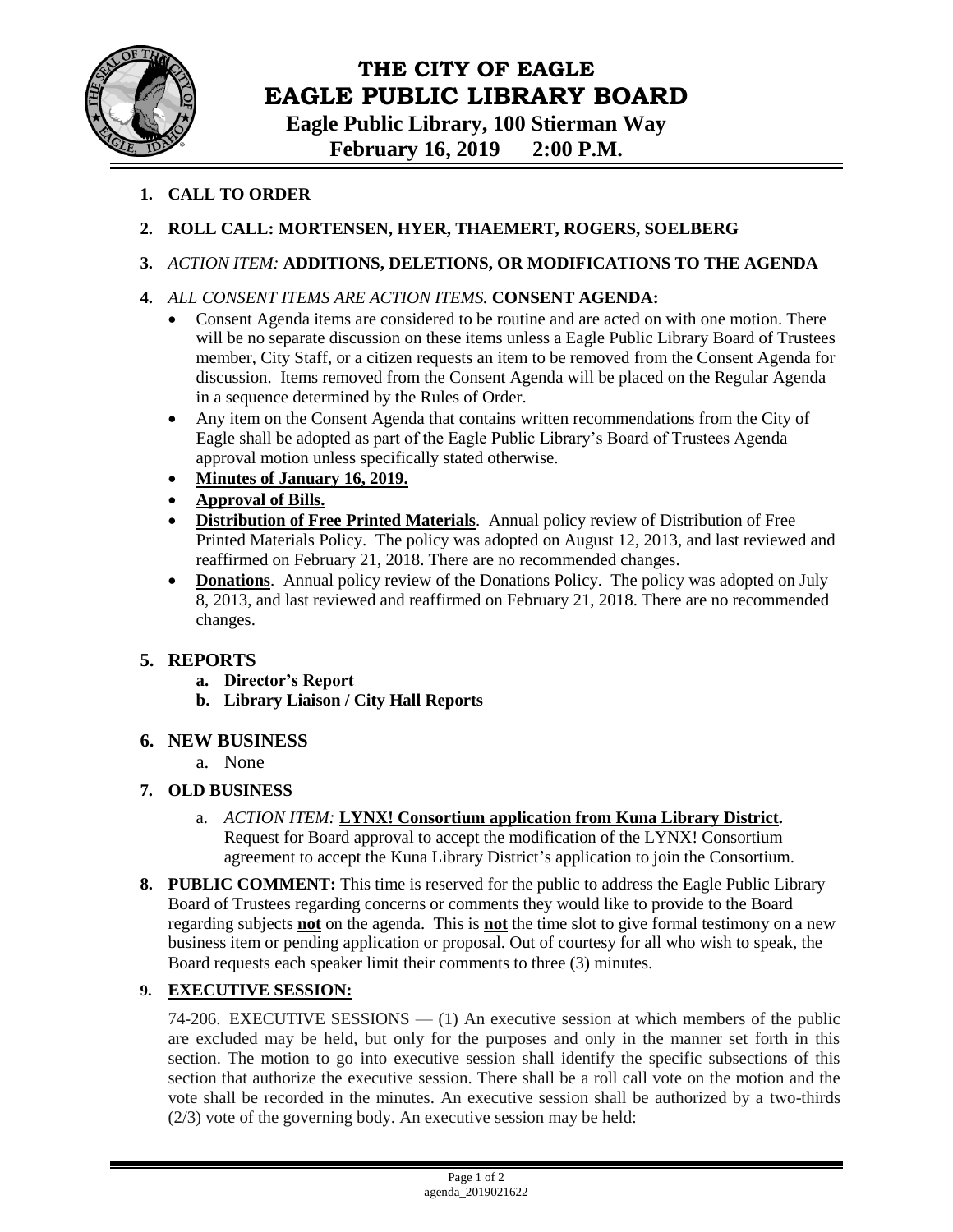# THE CITY OF EAGLE
# EAGLE PUBLIC LIBRARY BOARD

**Eagle Public Library, 100 Stierman Way**
**February 16, 2019 2:00 P.M.**

1. **CALL TO ORDER**
2. **ROLL CALL: MORTENSEN, HYER, THAEMERT, ROGERS, SOELBERG**
3. *ACTION ITEM:* **ADDITIONS, DELETIONS, OR MODIFICATIONS TO THE AGENDA**
4. *ALL CONSENT ITEMS ARE ACTION ITEMS.* **CONSENT AGENDA:**
   - Consent Agenda items are considered to be routine and are acted on with one motion. There will be no separate discussion on these items unless a Eagle Public Library Board of Trustees member, City Staff, or a citizen requests an item to be removed from the Consent Agenda for discussion. Items removed from the Consent Agenda will be placed on the Regular Agenda in a sequence determined by the Rules of Order.
   - Any item on the Consent Agenda that contains written recommendations from the City of Eagle shall be adopted as part of the Eagle Public Library's Board of Trustees Agenda approval motion unless specifically stated otherwise.
   - **Minutes of January 16, 2019.**
   - **Approval of Bills.**
   - **Distribution of Free Printed Materials**. Annual policy review of Distribution of Free Printed Materials Policy. The policy was adopted on August 12, 2013, and last reviewed and reaffirmed on February 21, 2018. There are no recommended changes.
   - **Donations**. Annual policy review of the Donations Policy. The policy was adopted on July 8, 2013, and last reviewed and reaffirmed on February 21, 2018. There are no recommended changes.

5. **REPORTS**
   a. **Director's Report**
   b. **Library Liaison / City Hall Reports**

6. **NEW BUSINESS**
   a. None

7. **OLD BUSINESS**
   a. *ACTION ITEM:* **LYNX! Consortium application from Kuna Library District.** Request for Board approval to accept the modification of the LYNX! Consortium agreement to accept the Kuna Library District's application to join the Consortium.

8. **PUBLIC COMMENT:** This time is reserved for the public to address the Eagle Public Library Board of Trustees regarding concerns or comments they would like to provide to the Board regarding subjects **not** on the agenda. This is **not** the time slot to give formal testimony on a new business item or pending application or proposal. Out of courtesy for all who wish to speak, the Board requests each speaker limit their comments to three (3) minutes.

9. **EXECUTIVE SESSION:**

   74-206. EXECUTIVE SESSIONS — (1) An executive session at which members of the public are excluded may be held, but only for the purposes and only in the manner set forth in this section. The motion to go into executive session shall identify the specific subsections of this section that authorize the executive session. There shall be a roll call vote on the motion and the vote shall be recorded in the minutes. An executive session shall be authorized by a two-thirds (2/3) vote of the governing body. An executive session may be held: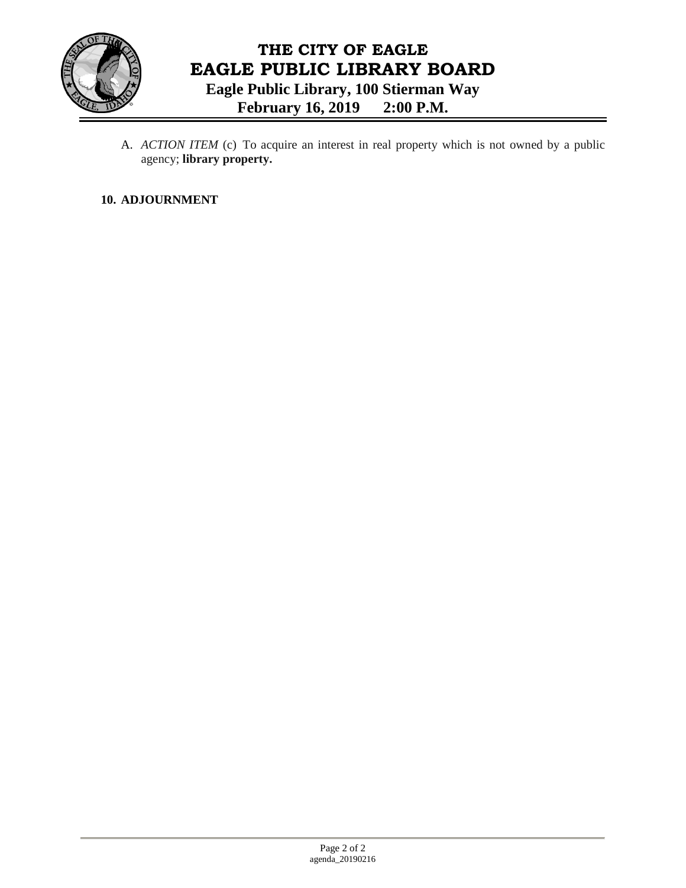A. *ACTION ITEM* (c) To acquire an interest in real property which is not owned by a public agency; **library property.**

**10. ADJOURNMENT**